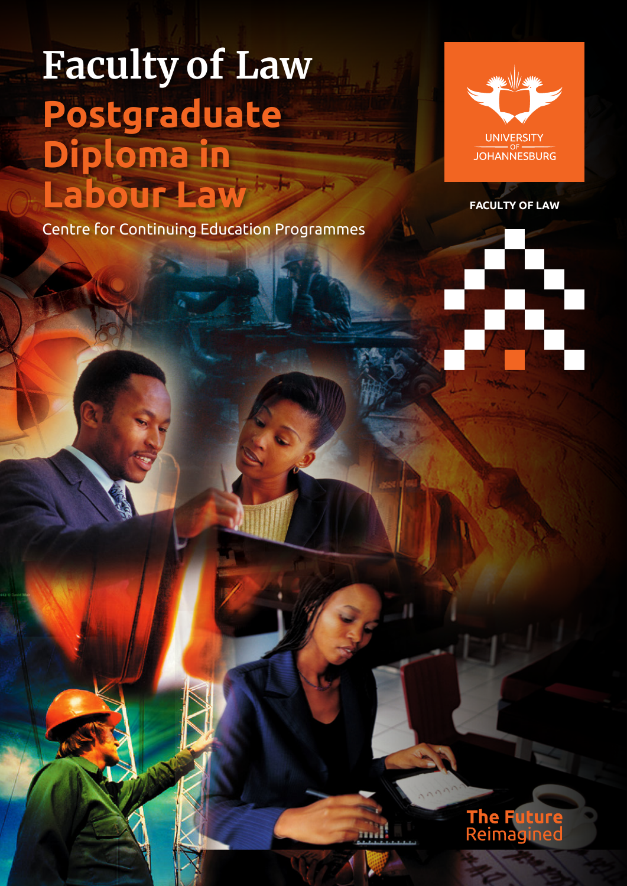# Faculty of Law

## Postgraduate Diploma in Labour Law

Centre for Continuing Education Programmes

UNIVERSITY OF JOHANNESBURG

FACULTY OF LAW

The Future Reimagined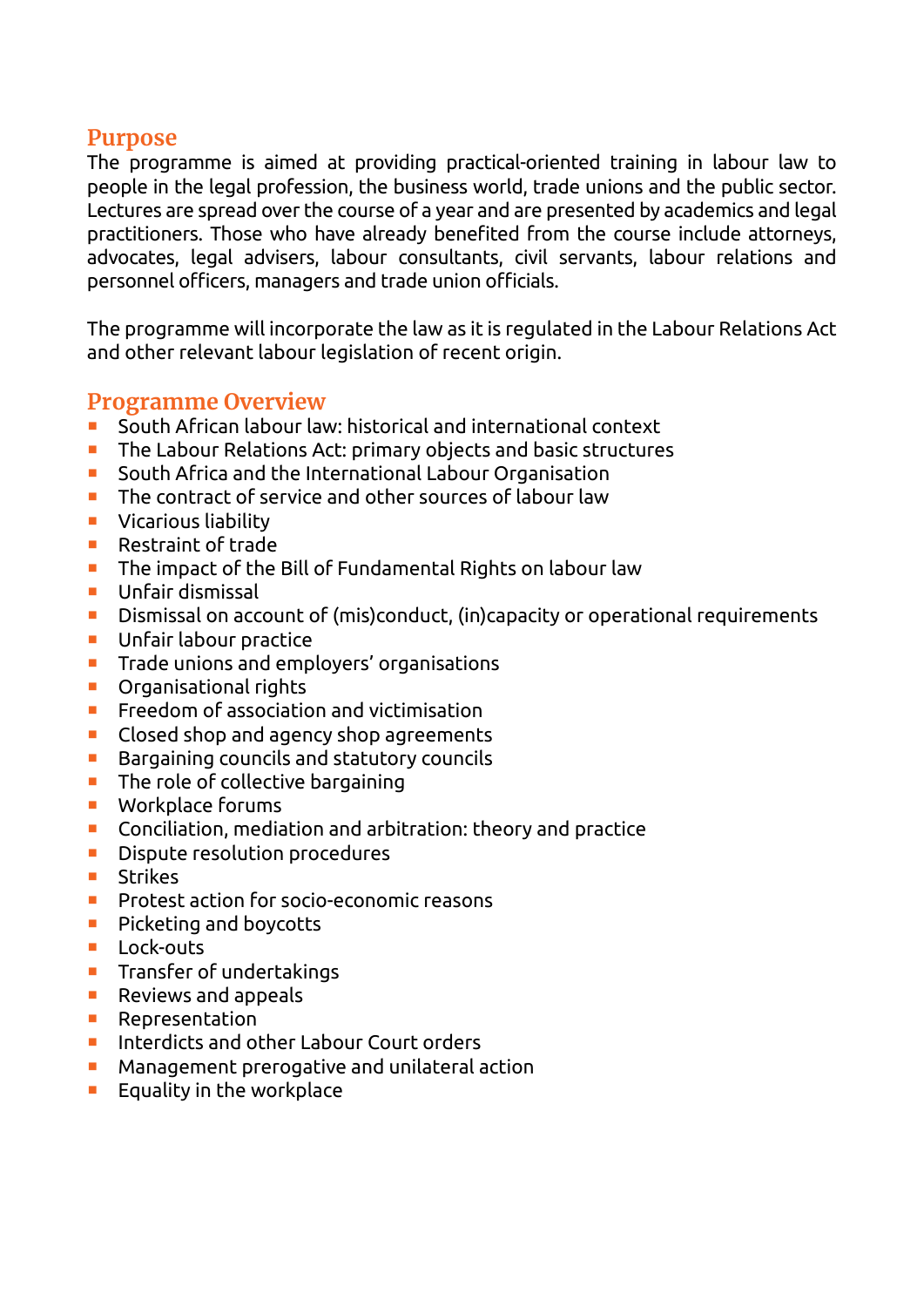## Purpose

The programme is aimed at providing practical-oriented training in labour law to people in the legal profession, the business world, trade unions and the public sector. Lectures are spread over the course of a year and are presented by academics and legal practitioners. Those who have already benefited from the course include attorneys, advocates, legal advisers, labour consultants, civil servants, labour relations and personnel officers, managers and trade union officials.

The programme will incorporate the law as it is regulated in the Labour Relations Act and other relevant labour legislation of recent origin.

## Programme Overview

- South African labour law: historical and international context
- The Labour Relations Act: primary objects and basic structures
- South Africa and the International Labour Organisation
- The contract of service and other sources of labour law
- Vicarious liability
- Restraint of trade
- The impact of the Bill of Fundamental Rights on labour law
- Unfair dismissal
- Dismissal on account of (mis)conduct, (in)capacity or operational requirements
- Unfair labour practice
- Trade unions and employers' organisations
- Organisational rights
- Freedom of association and victimisation
- Closed shop and agency shop agreements
- Bargaining councils and statutory councils
- The role of collective bargaining
- Workplace forums
- Conciliation, mediation and arbitration: theory and practice
- Dispute resolution procedures
- Strikes
- Protest action for socio-economic reasons
- Picketing and boycotts
- Lock-outs
- Transfer of undertakings
- Reviews and appeals
- Representation
- Interdicts and other Labour Court orders
- Management prerogative and unilateral action
- Equality in the workplace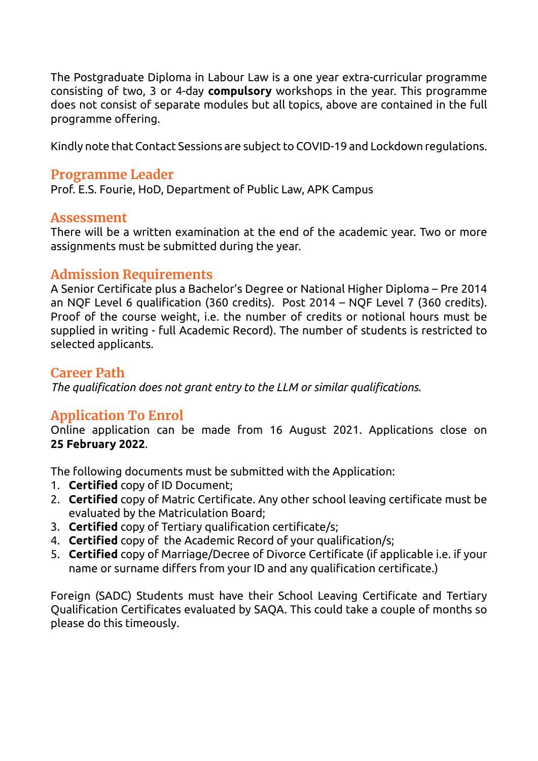The Postgraduate Diploma in Labour Law is a one year extra-curricular programme consisting of two, 3 or 4-day **compulsory** workshops in the year. This programme does not consist of separate modules but all topics, above are contained in the full programme offering.

Kindly note that Contact Sessions are subject to COVID-19 and Lockdown regulations.

## Programme Leader

Prof. E.S. Fourie, HoD, Department of Public Law, APK Campus

## Assessment

There will be a written examination at the end of the academic year. Two or more assignments must be submitted during the year.

## Admission Requirements

A Senior Certificate plus a Bachelor's Degree or National Higher Diploma – Pre 2014 an NQF Level 6 qualification (360 credits). Post 2014 – NQF Level 7 (360 credits). Proof of the course weight, i.e. the number of credits or notional hours must be supplied in writing - full Academic Record). The number of students is restricted to selected applicants.

## Career Path

*The qualification does not grant entry to the LLM or similar qualifications.*

## Application To Enrol

Online application can be made from 16 August 2021. Applications close on **25 February 2022**.

The following documents must be submitted with the Application:

1. **Certified** copy of ID Document;
2. **Certified** copy of Matric Certificate. Any other school leaving certificate must be evaluated by the Matriculation Board;
3. **Certified** copy of Tertiary qualification certificate/s;
4. **Certified** copy of the Academic Record of your qualification/s;
5. **Certified** copy of Marriage/Decree of Divorce Certificate (if applicable i.e. if your name or surname differs from your ID and any qualification certificate.)

Foreign (SADC) Students must have their School Leaving Certificate and Tertiary Qualification Certificates evaluated by SAQA. This could take a couple of months so please do this timeously.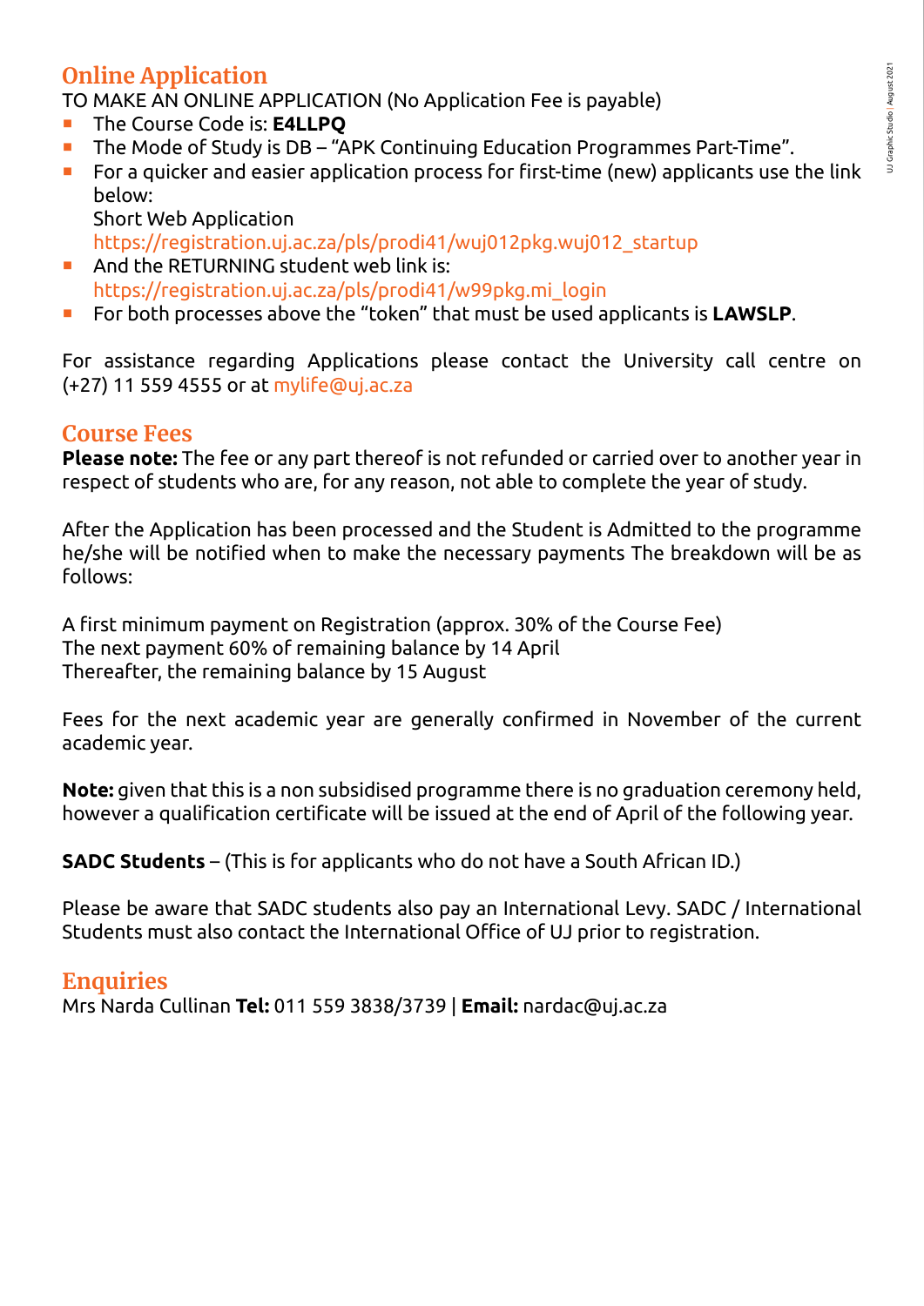## Online Application

TO MAKE AN ONLINE APPLICATION (No Application Fee is payable)

- The Course Code is: **E4LLPQ**
- The Mode of Study is DB – "APK Continuing Education Programmes Part-Time".
- For a quicker and easier application process for first-time (new) applicants use the link below:
  Short Web Application
  https://registration.uj.ac.za/pls/prodi41/wuj012pkg.wuj012_startup
- And the RETURNING student web link is:
  https://registration.uj.ac.za/pls/prodi41/w99pkg.mi_login
- For both processes above the "token" that must be used applicants is **LAWSLP**.

For assistance regarding Applications please contact the University call centre on (+27) 11 559 4555 or at mylife@uj.ac.za

## Course Fees

**Please note:** The fee or any part thereof is not refunded or carried over to another year in respect of students who are, for any reason, not able to complete the year of study.

After the Application has been processed and the Student is Admitted to the programme he/she will be notified when to make the necessary payments The breakdown will be as follows:

A first minimum payment on Registration (approx. 30% of the Course Fee)
The next payment 60% of remaining balance by 14 April
Thereafter, the remaining balance by 15 August

Fees for the next academic year are generally confirmed in November of the current academic year.

**Note:** given that this is a non subsidised programme there is no graduation ceremony held, however a qualification certificate will be issued at the end of April of the following year.

**SADC Students** – (This is for applicants who do not have a South African ID.)

Please be aware that SADC students also pay an International Levy. SADC / International Students must also contact the International Office of UJ prior to registration.

## Enquiries

Mrs Narda Cullinan **Tel:** 011 559 3838/3739 | **Email:** nardac@uj.ac.za